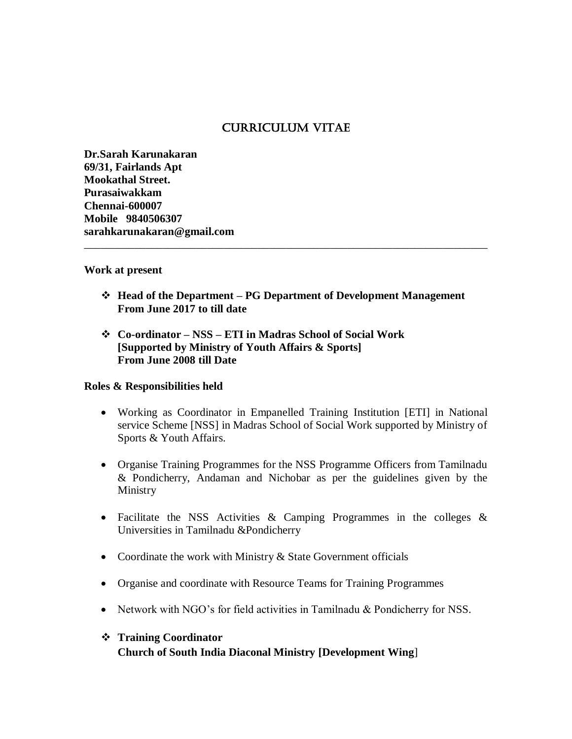# CURRICULUM VITAE

**Dr.Sarah Karunakaran**
**69/31, Fairlands Apt**
**Mookathal Street.**
**Purasaiwakkam**
**Chennai-600007**
**Mobile 9840506307**
**sarahkarunakaran@gmail.com**

---

**Work at present**

- **Head of the Department – PG Department of Development Management**
  **From June 2017 to till date**

- **Co-ordinator – NSS – ETI in Madras School of Social Work**
  **[Supported by Ministry of Youth Affairs & Sports]**
  **From June 2008 till Date**

**Roles & Responsibilities held**

- Working as Coordinator in Empanelled Training Institution [ETI] in National service Scheme [NSS] in Madras School of Social Work supported by Ministry of Sports & Youth Affairs.
- Organise Training Programmes for the NSS Programme Officers from Tamilnadu & Pondicherry, Andaman and Nichobar as per the guidelines given by the Ministry
- Facilitate the NSS Activities & Camping Programmes in the colleges & Universities in Tamilnadu &Pondicherry
- Coordinate the work with Ministry & State Government officials
- Organise and coordinate with Resource Teams for Training Programmes
- Network with NGO's for field activities in Tamilnadu & Pondicherry for NSS.

- **Training Coordinator**
  **Church of South India Diaconal Ministry [Development Wing]**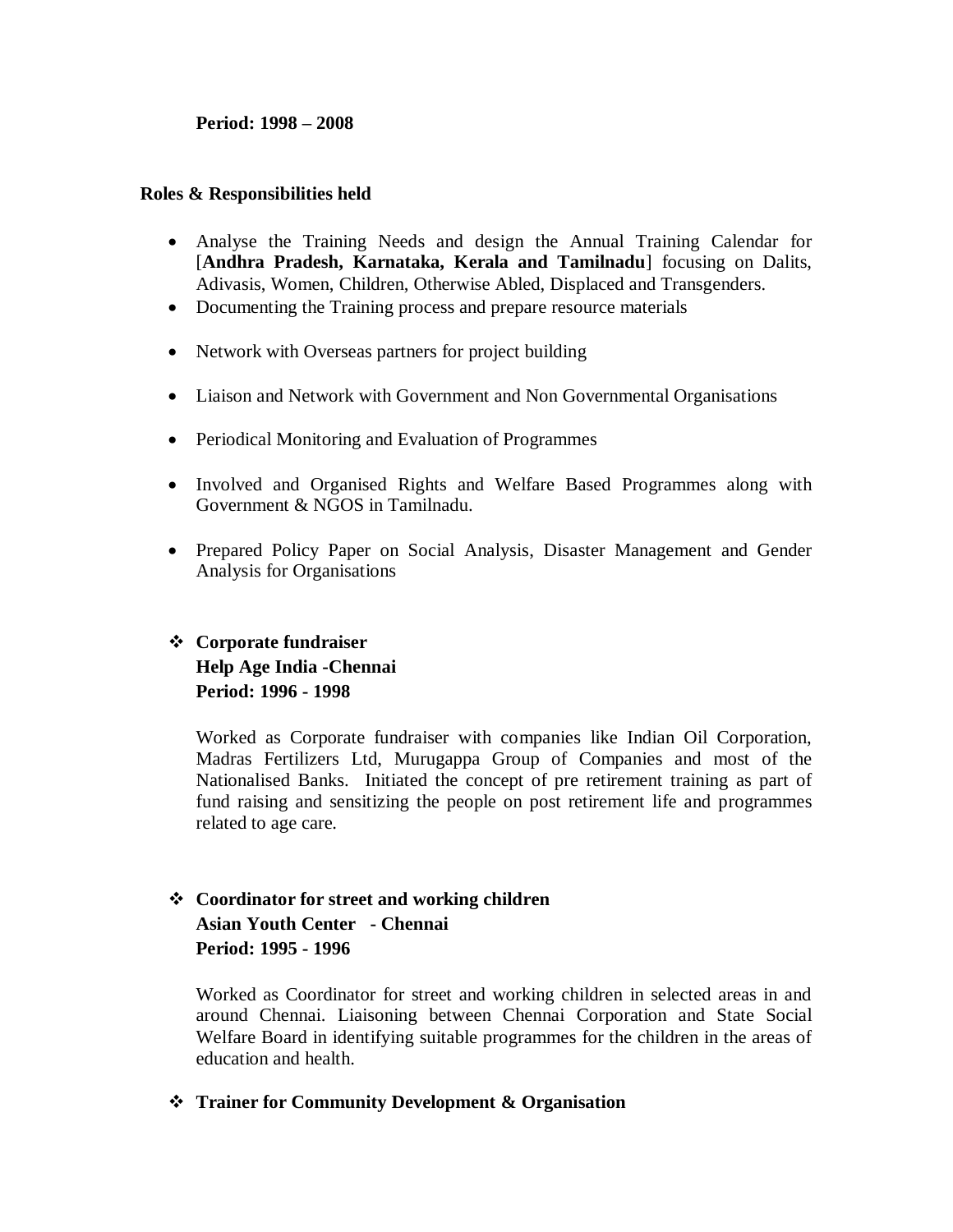**Period: 1998 – 2008**

**Roles & Responsibilities held**

- Analyse the Training Needs and design the Annual Training Calendar for [**Andhra Pradesh, Karnataka, Kerala and Tamilnadu**] focusing on Dalits, Adivasis, Women, Children, Otherwise Abled, Displaced and Transgenders.
- Documenting the Training process and prepare resource materials
- Network with Overseas partners for project building
- Liaison and Network with Government and Non Governmental Organisations
- Periodical Monitoring and Evaluation of Programmes
- Involved and Organised Rights and Welfare Based Programmes along with Government & NGOS in Tamilnadu.
- Prepared Policy Paper on Social Analysis, Disaster Management and Gender Analysis for Organisations

- **Corporate fundraiser**
  **Help Age India -Chennai**
  **Period: 1996 - 1998**

  Worked as Corporate fundraiser with companies like Indian Oil Corporation, Madras Fertilizers Ltd, Murugappa Group of Companies and most of the Nationalised Banks. Initiated the concept of pre retirement training as part of fund raising and sensitizing the people on post retirement life and programmes related to age care.

- **Coordinator for street and working children**
  **Asian Youth Center - Chennai**
  **Period: 1995 - 1996**

  Worked as Coordinator for street and working children in selected areas in and around Chennai. Liaisoning between Chennai Corporation and State Social Welfare Board in identifying suitable programmes for the children in the areas of education and health.

- **Trainer for Community Development & Organisation**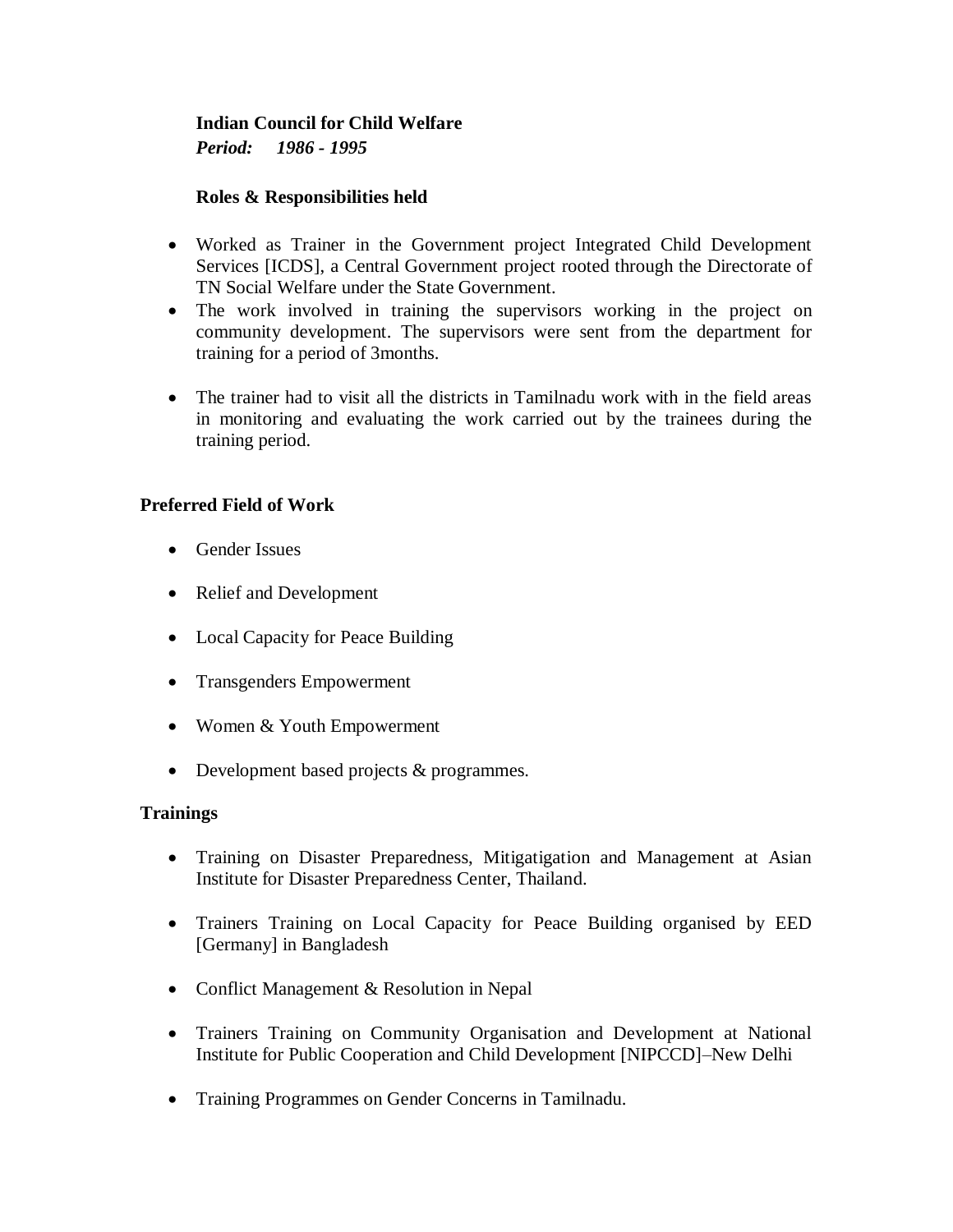**Indian Council for Child Welfare**
***Period: 1986 - 1995***

**Roles & Responsibilities held**

- Worked as Trainer in the Government project Integrated Child Development Services [ICDS], a Central Government project rooted through the Directorate of TN Social Welfare under the State Government.
- The work involved in training the supervisors working in the project on community development. The supervisors were sent from the department for training for a period of 3months.
- The trainer had to visit all the districts in Tamilnadu work with in the field areas in monitoring and evaluating the work carried out by the trainees during the training period.

**Preferred Field of Work**

- Gender Issues
- Relief and Development
- Local Capacity for Peace Building
- Transgenders Empowerment
- Women & Youth Empowerment
- Development based projects & programmes.

**Trainings**

- Training on Disaster Preparedness, Mitigatigation and Management at Asian Institute for Disaster Preparedness Center, Thailand.
- Trainers Training on Local Capacity for Peace Building organised by EED [Germany] in Bangladesh
- Conflict Management & Resolution in Nepal
- Trainers Training on Community Organisation and Development at National Institute for Public Cooperation and Child Development [NIPCCD]–New Delhi
- Training Programmes on Gender Concerns in Tamilnadu.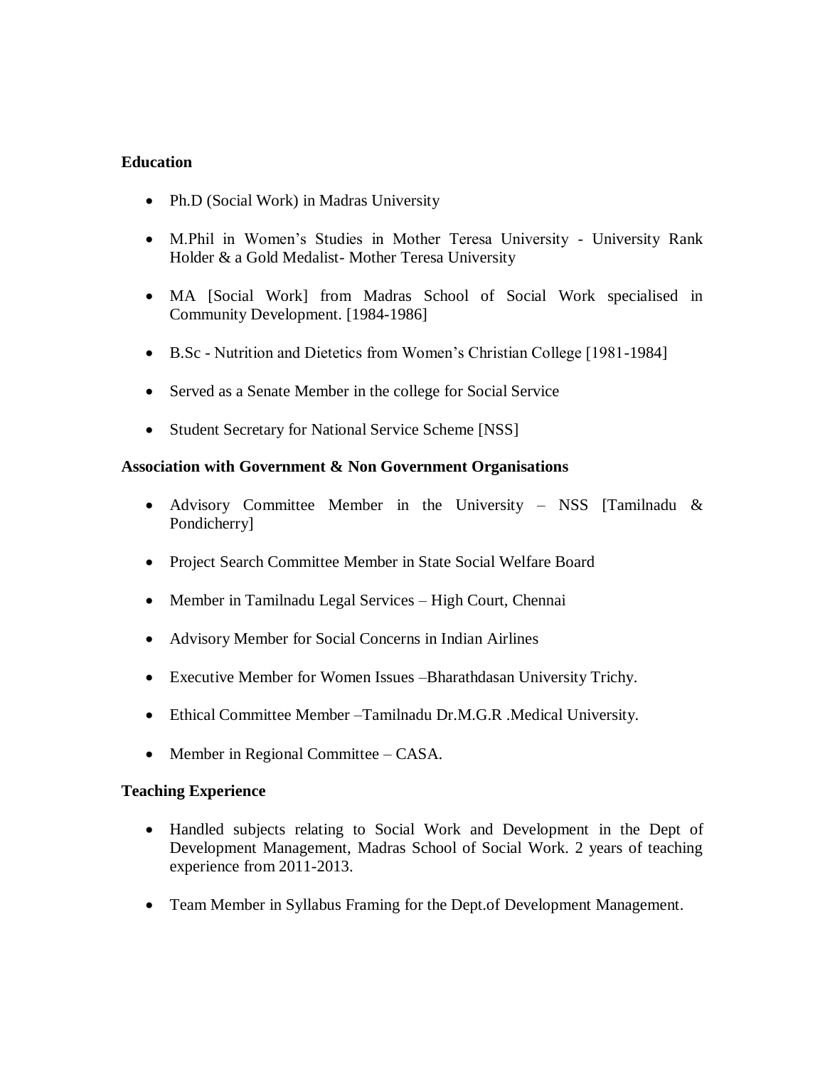**Education**

- Ph.D (Social Work) in Madras University
- M.Phil in Women's Studies in Mother Teresa University - University Rank Holder & a Gold Medalist- Mother Teresa University
- MA [Social Work] from Madras School of Social Work specialised in Community Development. [1984-1986]
- B.Sc - Nutrition and Dietetics from Women's Christian College [1981-1984]
- Served as a Senate Member in the college for Social Service
- Student Secretary for National Service Scheme [NSS]

**Association with Government & Non Government Organisations**

- Advisory Committee Member in the University – NSS [Tamilnadu & Pondicherry]
- Project Search Committee Member in State Social Welfare Board
- Member in Tamilnadu Legal Services – High Court, Chennai
- Advisory Member for Social Concerns in Indian Airlines
- Executive Member for Women Issues –Bharathdasan University Trichy.
- Ethical Committee Member –Tamilnadu Dr.M.G.R .Medical University.
- Member in Regional Committee – CASA.

**Teaching Experience**

- Handled subjects relating to Social Work and Development in the Dept of Development Management, Madras School of Social Work. 2 years of teaching experience from 2011-2013.
- Team Member in Syllabus Framing for the Dept.of Development Management.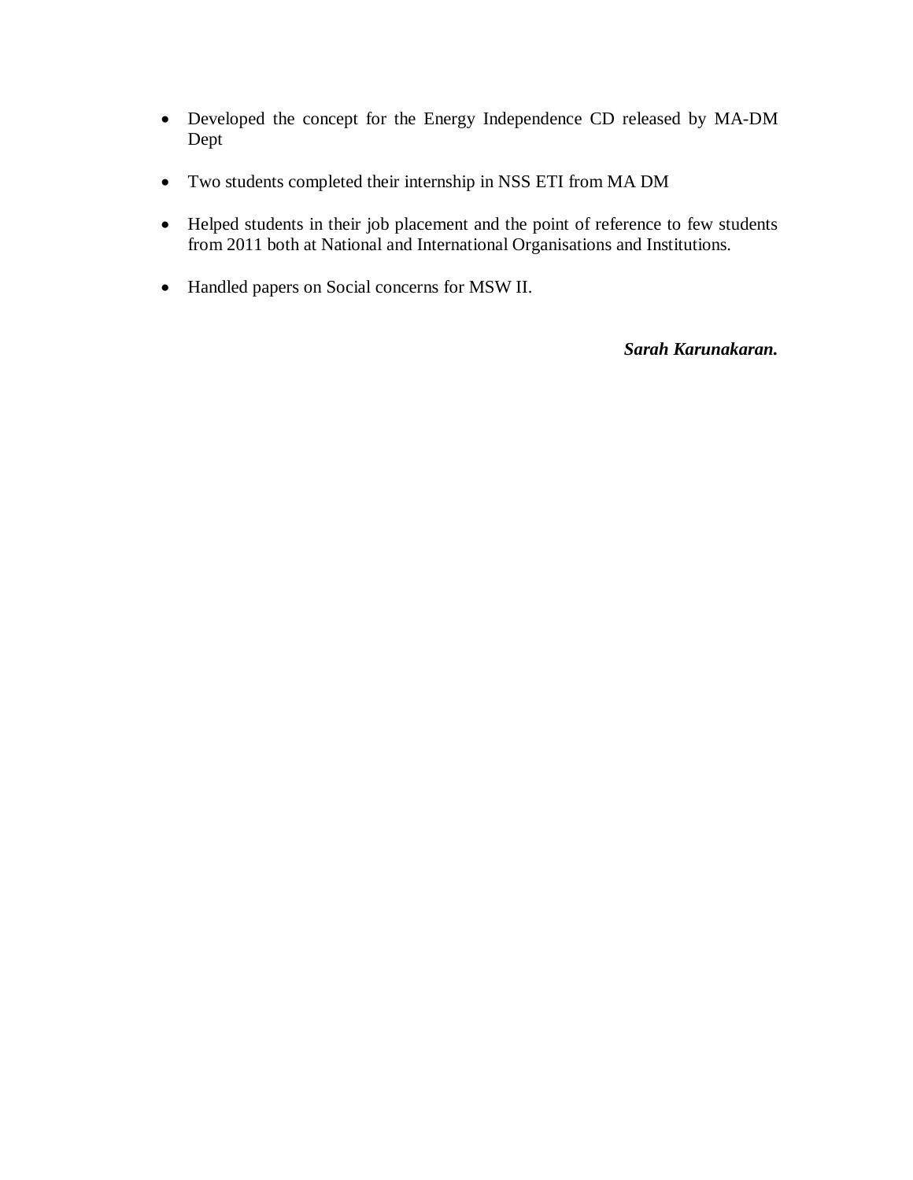- Developed the concept for the Energy Independence CD released by MA-DM Dept

- Two students completed their internship in NSS ETI from MA DM

- Helped students in their job placement and the point of reference to few students from 2011 both at National and International Organisations and Institutions.

- Handled papers on Social concerns for MSW II.

***Sarah Karunakaran.***